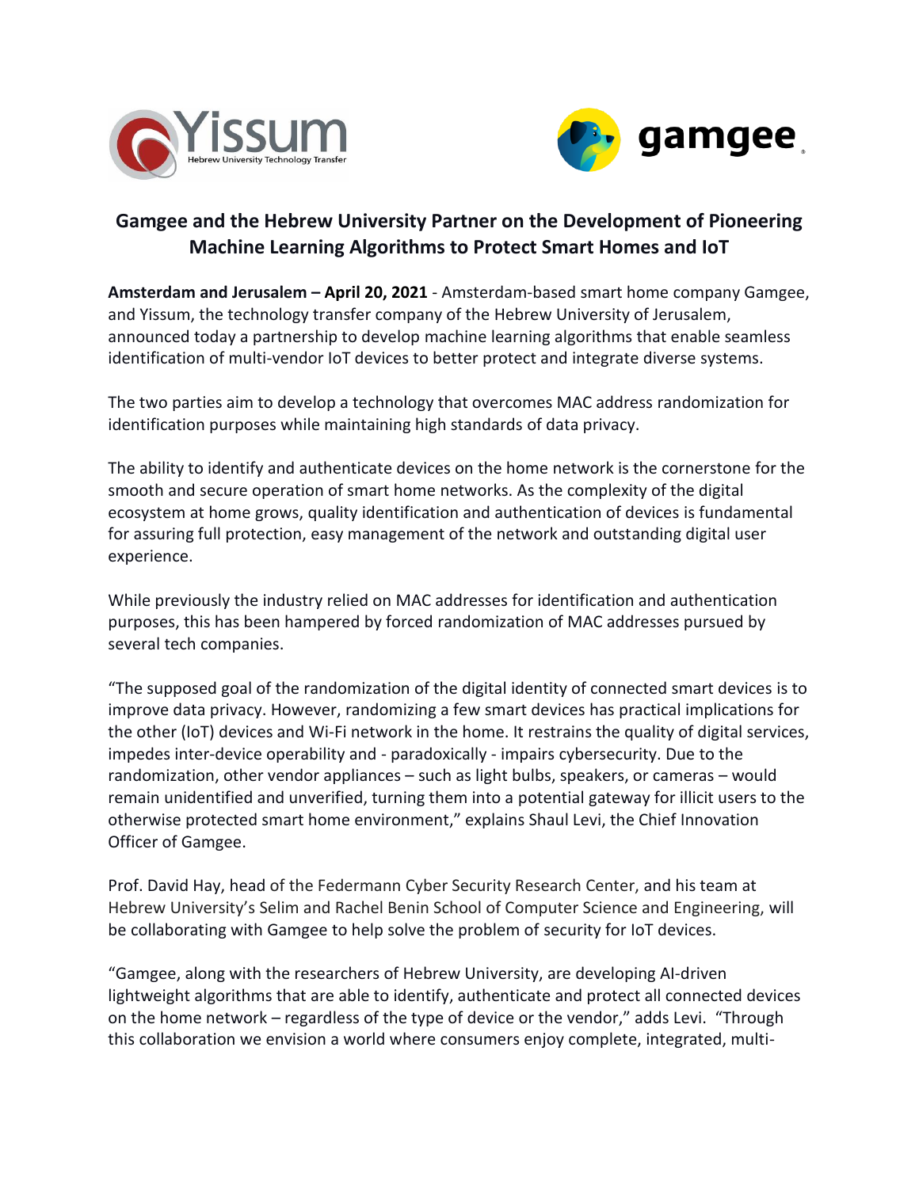# Gamgee and the Hebrew University Partner on the Development of Pioneering Machine Learning Algorithms to Protect Smart Homes and IoT

**Amsterdam and Jerusalem – April 20, 2021** - Amsterdam-based smart home company Gamgee, and Yissum, the technology transfer company of the Hebrew University of Jerusalem, announced today a partnership to develop machine learning algorithms that enable seamless identification of multi-vendor IoT devices to better protect and integrate diverse systems.

The two parties aim to develop a technology that overcomes MAC address randomization for identification purposes while maintaining high standards of data privacy.

The ability to identify and authenticate devices on the home network is the cornerstone for the smooth and secure operation of smart home networks. As the complexity of the digital ecosystem at home grows, quality identification and authentication of devices is fundamental for assuring full protection, easy management of the network and outstanding digital user experience.

While previously the industry relied on MAC addresses for identification and authentication purposes, this has been hampered by forced randomization of MAC addresses pursued by several tech companies.

"The supposed goal of the randomization of the digital identity of connected smart devices is to improve data privacy. However, randomizing a few smart devices has practical implications for the other (IoT) devices and Wi-Fi network in the home. It restrains the quality of digital services, impedes inter-device operability and - paradoxically - impairs cybersecurity. Due to the randomization, other vendor appliances – such as light bulbs, speakers, or cameras – would remain unidentified and unverified, turning them into a potential gateway for illicit users to the otherwise protected smart home environment," explains Shaul Levi, the Chief Innovation Officer of Gamgee.

Prof. David Hay, head of the Federmann Cyber Security Research Center, and his team at Hebrew University's Selim and Rachel Benin School of Computer Science and Engineering, will be collaborating with Gamgee to help solve the problem of security for IoT devices.

"Gamgee, along with the researchers of Hebrew University, are developing AI-driven lightweight algorithms that are able to identify, authenticate and protect all connected devices on the home network – regardless of the type of device or the vendor," adds Levi. "Through this collaboration we envision a world where consumers enjoy complete, integrated, multi-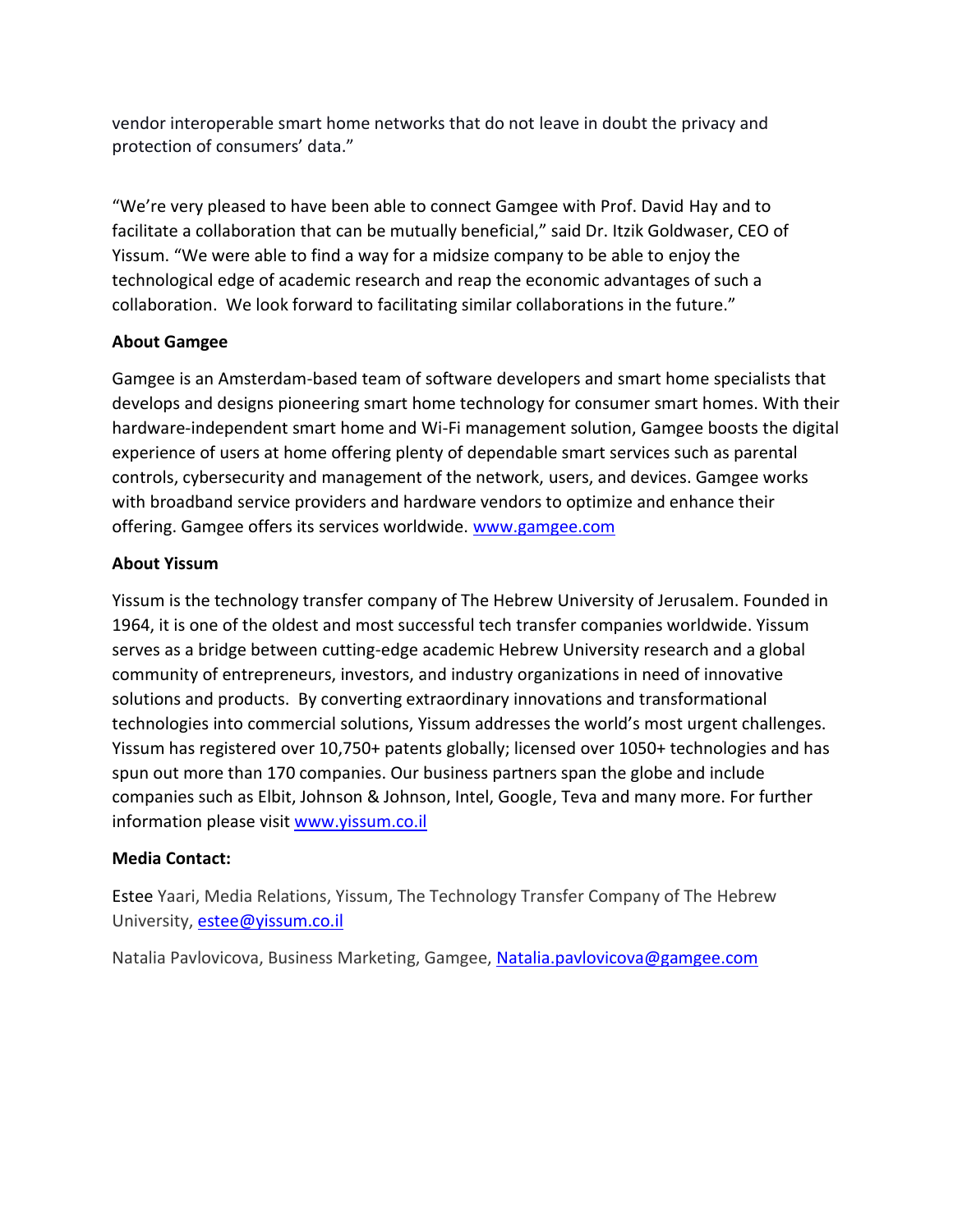vendor interoperable smart home networks that do not leave in doubt the privacy and protection of consumers' data."

"We're very pleased to have been able to connect Gamgee with Prof. David Hay and to facilitate a collaboration that can be mutually beneficial," said Dr. Itzik Goldwaser, CEO of Yissum. "We were able to find a way for a midsize company to be able to enjoy the technological edge of academic research and reap the economic advantages of such a collaboration. We look forward to facilitating similar collaborations in the future."

**About Gamgee**

Gamgee is an Amsterdam-based team of software developers and smart home specialists that develops and designs pioneering smart home technology for consumer smart homes. With their hardware-independent smart home and Wi-Fi management solution, Gamgee boosts the digital experience of users at home offering plenty of dependable smart services such as parental controls, cybersecurity and management of the network, users, and devices. Gamgee works with broadband service providers and hardware vendors to optimize and enhance their offering. Gamgee offers its services worldwide. [www.gamgee.com](www.gamgee.com)

**About Yissum**

Yissum is the technology transfer company of The Hebrew University of Jerusalem. Founded in 1964, it is one of the oldest and most successful tech transfer companies worldwide. Yissum serves as a bridge between cutting-edge academic Hebrew University research and a global community of entrepreneurs, investors, and industry organizations in need of innovative solutions and products. By converting extraordinary innovations and transformational technologies into commercial solutions, Yissum addresses the world's most urgent challenges. Yissum has registered over 10,750+ patents globally; licensed over 1050+ technologies and has spun out more than 170 companies. Our business partners span the globe and include companies such as Elbit, Johnson & Johnson, Intel, Google, Teva and many more. For further information please visit [www.yissum.co.il](www.yissum.co.il)

**Media Contact:**

Estee Yaari, Media Relations, Yissum, The Technology Transfer Company of The Hebrew University, [estee@yissum.co.il](mailto:estee@yissum.co.il)

Natalia Pavlovicova, Business Marketing, Gamgee, [Natalia.pavlovicova@gamgee.com](mailto:Natalia.pavlovicova@gamgee.com)